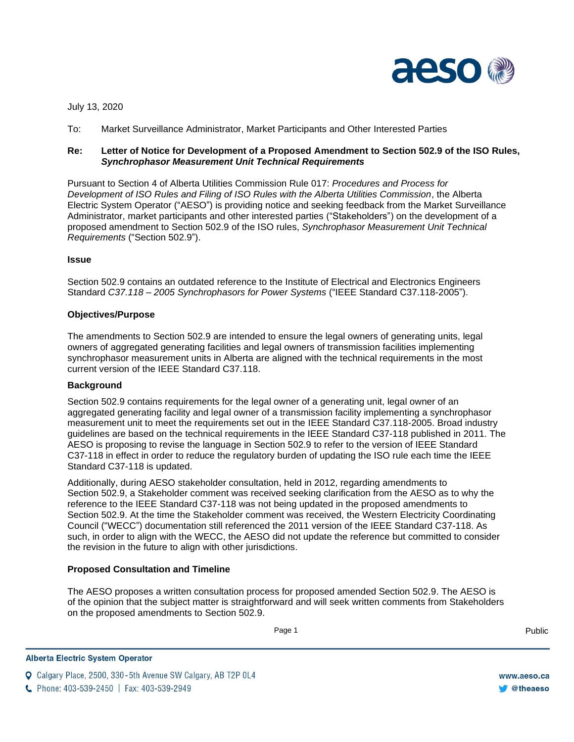July 13, 2020

To: Market Surveillance Administrator, Market Participants and Other Interested Parties

**Re: Letter of Notice for Development of a Proposed Amendment to Section 502.9 of the ISO Rules, *Synchrophasor Measurement Unit Technical Requirements***

Pursuant to Section 4 of Alberta Utilities Commission Rule 017: *Procedures and Process for Development of ISO Rules and Filing of ISO Rules with the Alberta Utilities Commission*, the Alberta Electric System Operator ("AESO") is providing notice and seeking feedback from the Market Surveillance Administrator, market participants and other interested parties ("Stakeholders") on the development of a proposed amendment to Section 502.9 of the ISO rules, *Synchrophasor Measurement Unit Technical Requirements* ("Section 502.9").

**Issue**

Section 502.9 contains an outdated reference to the Institute of Electrical and Electronics Engineers Standard *C37.118 – 2005 Synchrophasors for Power Systems* ("IEEE Standard C37.118-2005").

**Objectives/Purpose**

The amendments to Section 502.9 are intended to ensure the legal owners of generating units, legal owners of aggregated generating facilities and legal owners of transmission facilities implementing synchrophasor measurement units in Alberta are aligned with the technical requirements in the most current version of the IEEE Standard C37.118.

**Background**

Section 502.9 contains requirements for the legal owner of a generating unit, legal owner of an aggregated generating facility and legal owner of a transmission facility implementing a synchrophasor measurement unit to meet the requirements set out in the IEEE Standard C37.118-2005. Broad industry guidelines are based on the technical requirements in the IEEE Standard C37-118 published in 2011. The AESO is proposing to revise the language in Section 502.9 to refer to the version of IEEE Standard C37-118 in effect in order to reduce the regulatory burden of updating the ISO rule each time the IEEE Standard C37-118 is updated.

Additionally, during AESO stakeholder consultation, held in 2012, regarding amendments to Section 502.9, a Stakeholder comment was received seeking clarification from the AESO as to why the reference to the IEEE Standard C37-118 was not being updated in the proposed amendments to Section 502.9. At the time the Stakeholder comment was received, the Western Electricity Coordinating Council ("WECC") documentation still referenced the 2011 version of the IEEE Standard C37-118. As such, in order to align with the WECC, the AESO did not update the reference but committed to consider the revision in the future to align with other jurisdictions.

**Proposed Consultation and Timeline**

The AESO proposes a written consultation process for proposed amended Section 502.9. The AESO is of the opinion that the subject matter is straightforward and will seek written comments from Stakeholders on the proposed amendments to Section 502.9.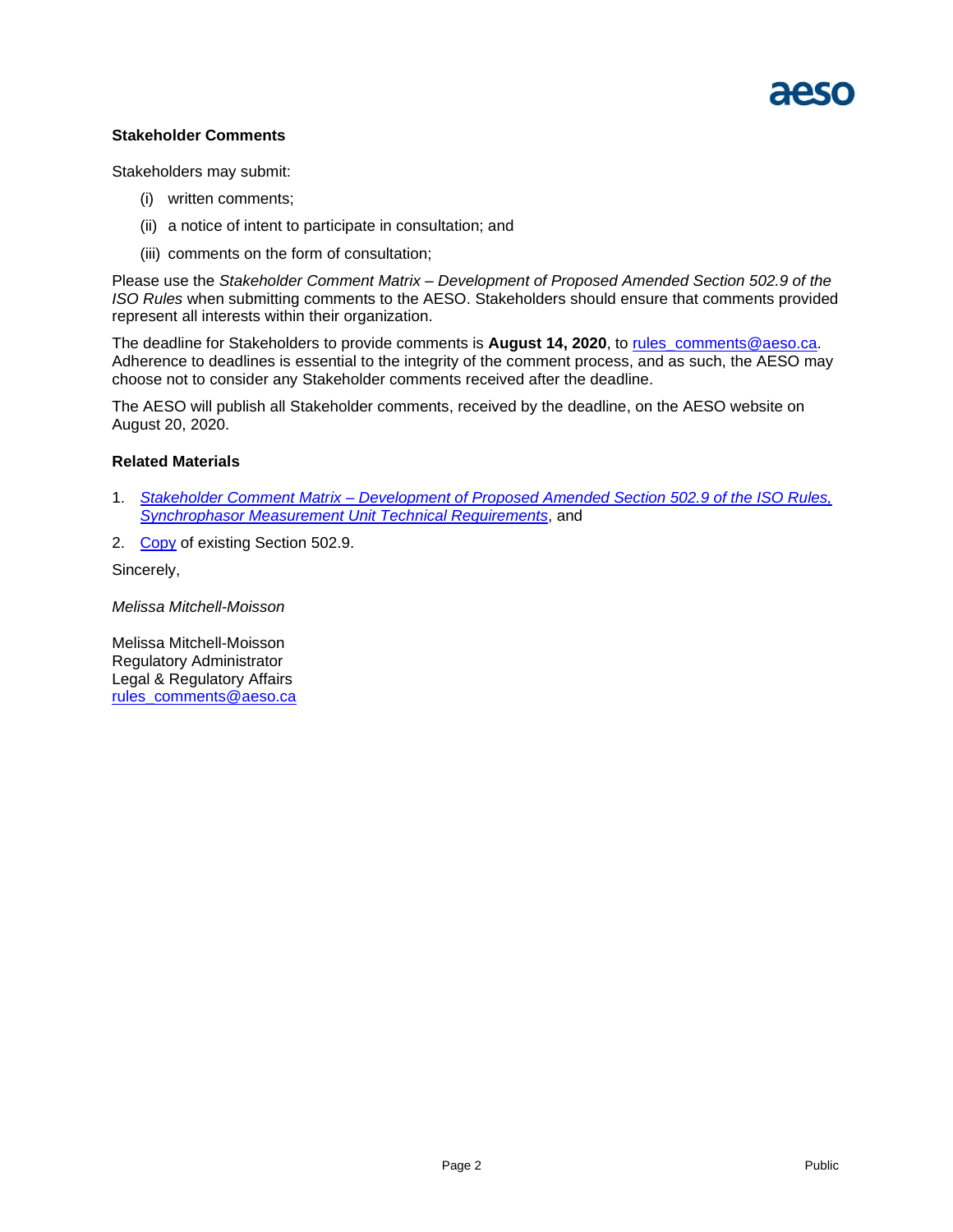**Stakeholder Comments**

Stakeholders may submit:

(i) written comments;

(ii) a notice of intent to participate in consultation; and

(iii) comments on the form of consultation;

Please use the *Stakeholder Comment Matrix – Development of Proposed Amended Section 502.9 of the ISO Rules* when submitting comments to the AESO. Stakeholders should ensure that comments provided represent all interests within their organization.

The deadline for Stakeholders to provide comments is **August 14, 2020**, to rules_comments@aeso.ca. Adherence to deadlines is essential to the integrity of the comment process, and as such, the AESO may choose not to consider any Stakeholder comments received after the deadline.

The AESO will publish all Stakeholder comments, received by the deadline, on the AESO website on August 20, 2020.

**Related Materials**

1. *Stakeholder Comment Matrix – Development of Proposed Amended Section 502.9 of the ISO Rules, Synchrophasor Measurement Unit Technical Requirements*, and
2. Copy of existing Section 502.9.

Sincerely,

*Melissa Mitchell-Moisson*

Melissa Mitchell-Moisson
Regulatory Administrator
Legal & Regulatory Affairs
rules_comments@aeso.ca